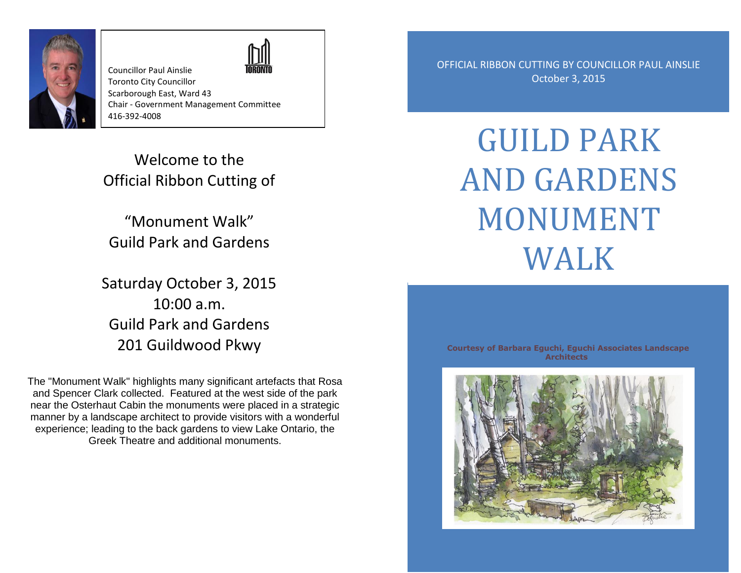Councillor Paul Ainslie
Toronto City Councillor
Scarborough East, Ward 43
Chair - Government Management Committee
416-392-4008

TORONTO

Welcome to the
Official Ribbon Cutting of

“Monument Walk”
Guild Park and Gardens

Saturday October 3, 2015
10:00 a.m.
Guild Park and Gardens
201 Guildwood Pkwy

The "Monument Walk" highlights many significant artefacts that Rosa and Spencer Clark collected. Featured at the west side of the park near the Osterhaut Cabin the monuments were placed in a strategic manner by a landscape architect to provide visitors with a wonderful experience; leading to the back gardens to view Lake Ontario, the Greek Theatre and additional monuments.

OFFICIAL RIBBON CUTTING BY COUNCILLOR PAUL AINSLIE
October 3, 2015

# GUILD PARK AND GARDENS MONUMENT WALK

**Courtesy of Barbara Eguchi, Eguchi Associates Landscape Architects**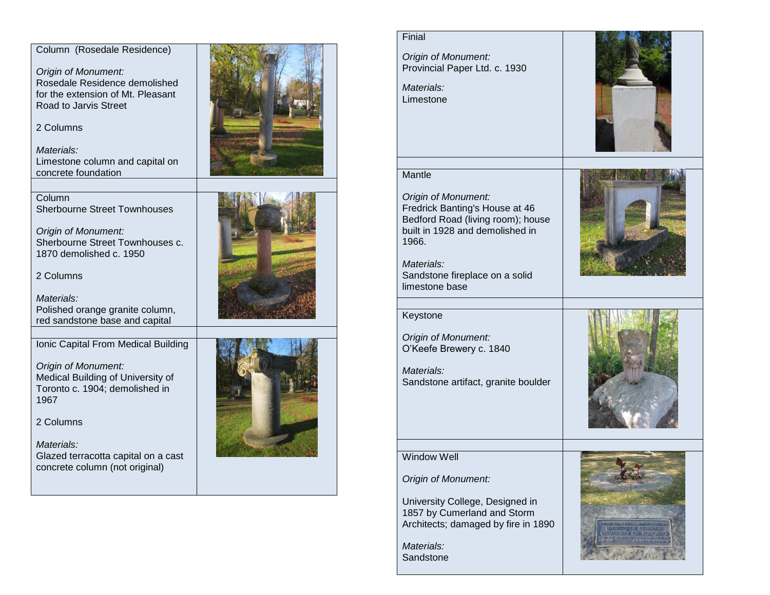Column (Rosedale Residence)

*Origin of Monument:*
Rosedale Residence demolished for the extension of Mt. Pleasant Road to Jarvis Street

2 Columns

*Materials:*
Limestone column and capital on concrete foundation

Column
Sherbourne Street Townhouses

*Origin of Monument:*
Sherbourne Street Townhouses c. 1870 demolished c. 1950

2 Columns

*Materials:*
Polished orange granite column, red sandstone base and capital

Ionic Capital From Medical Building

*Origin of Monument:*
Medical Building of University of Toronto c. 1904; demolished in 1967

2 Columns

*Materials:*
Glazed terracotta capital on a cast concrete column (not original)

Finial

*Origin of Monument:*
Provincial Paper Ltd. c. 1930

*Materials:*
Limestone

Mantle

*Origin of Monument:*
Fredrick Banting's House at 46 Bedford Road (living room); house built in 1928 and demolished in 1966.

*Materials:*
Sandstone fireplace on a solid limestone base

Keystone

*Origin of Monument:*
O'Keefe Brewery c. 1840

*Materials:*
Sandstone artifact, granite boulder

Window Well

*Origin of Monument:*

University College, Designed in 1857 by Cumerland and Storm Architects; damaged by fire in 1890

*Materials:*
Sandstone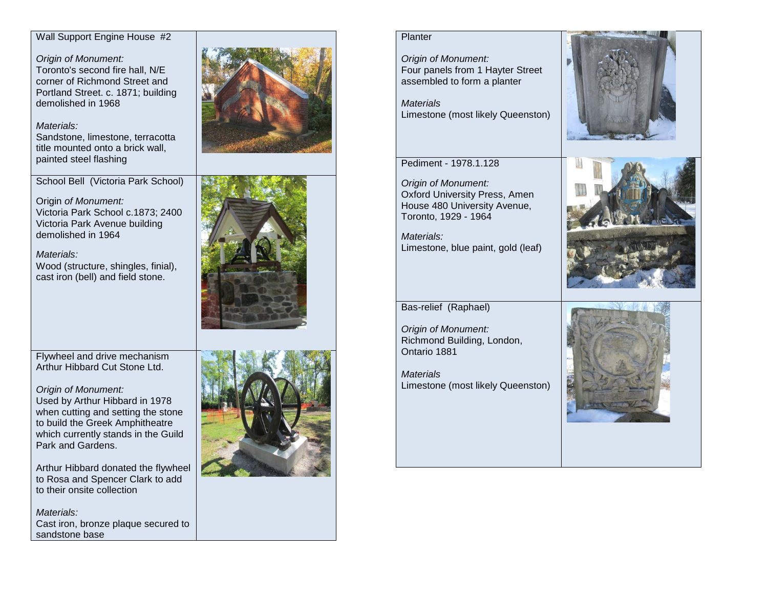Wall Support Engine House #2

*Origin of Monument:*
Toronto's second fire hall, N/E corner of Richmond Street and Portland Street. c. 1871; building demolished in 1968

*Materials:*
Sandstone, limestone, terracotta title mounted onto a brick wall, painted steel flashing

School Bell (Victoria Park School)

Origin *of Monument:*
Victoria Park School c.1873; 2400 Victoria Park Avenue building demolished in 1964

*Materials:*
Wood (structure, shingles, finial), cast iron (bell) and field stone.

Flywheel and drive mechanism Arthur Hibbard Cut Stone Ltd.

*Origin of Monument:*
Used by Arthur Hibbard in 1978 when cutting and setting the stone to build the Greek Amphitheatre which currently stands in the Guild Park and Gardens.

Arthur Hibbard donated the flywheel to Rosa and Spencer Clark to add to their onsite collection

*Materials:*
Cast iron, bronze plaque secured to sandstone base

Planter

*Origin of Monument:*
Four panels from 1 Hayter Street assembled to form a planter

*Materials*
Limestone (most likely Queenston)

Pediment - 1978.1.128

*Origin of Monument:*
Oxford University Press, Amen House 480 University Avenue, Toronto, 1929 - 1964

*Materials:*
Limestone, blue paint, gold (leaf)

Bas-relief (Raphael)

*Origin of Monument:*
Richmond Building, London, Ontario 1881

*Materials*
Limestone (most likely Queenston)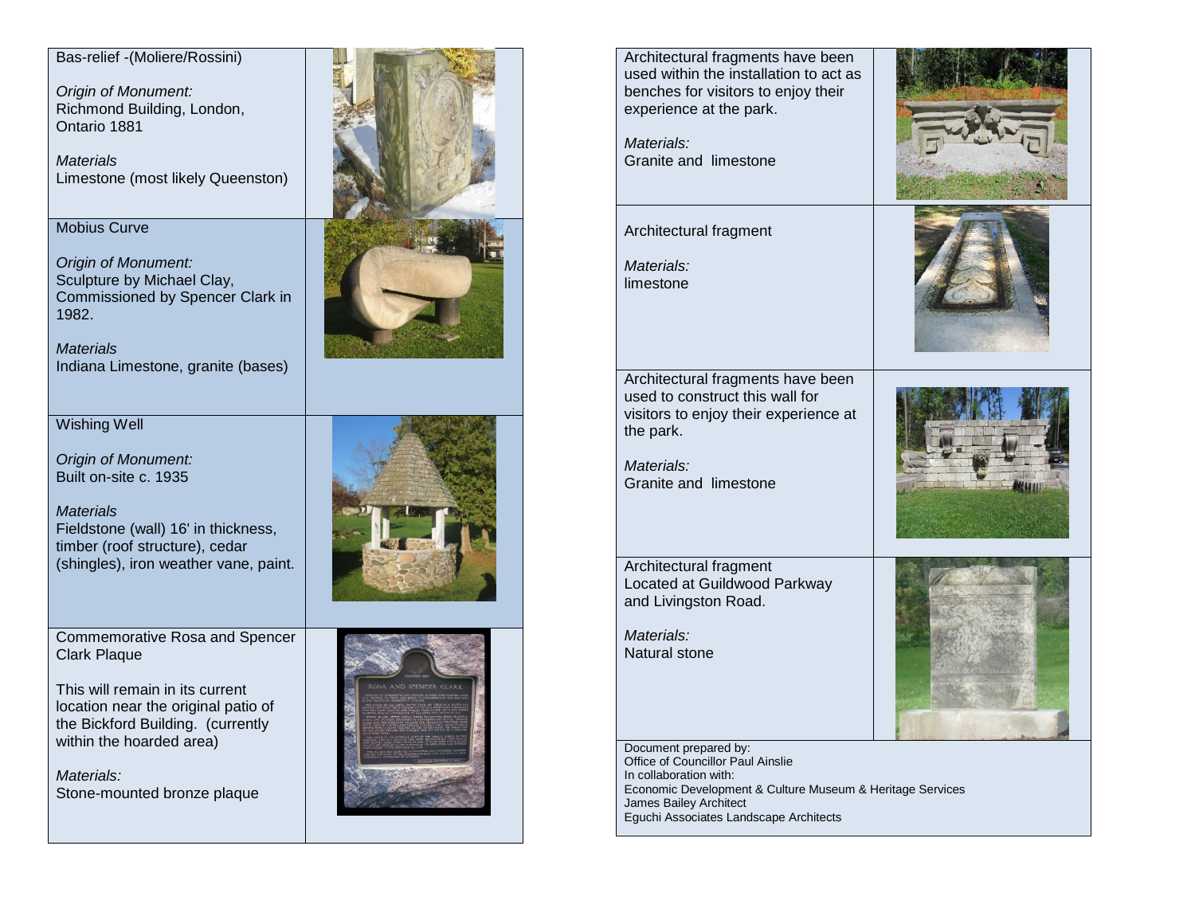| | |
|---|---|
| Bas-relief -(Moliere/Rossini)<br><br>*Origin of Monument:*<br>Richmond Building, London, Ontario 1881<br><br>*Materials*<br>Limestone (most likely Queenston) | |
| Mobius Curve<br><br>*Origin of Monument:*<br>Sculpture by Michael Clay, Commissioned by Spencer Clark in 1982.<br><br>*Materials*<br>Indiana Limestone, granite (bases) | |
| Wishing Well<br><br>*Origin of Monument:*<br>Built on-site c. 1935<br><br>*Materials*<br>Fieldstone (wall) 16' in thickness, timber (roof structure), cedar (shingles), iron weather vane, paint. | |
| Commemorative Rosa and Spencer Clark Plaque<br><br>This will remain in its current location near the original patio of the Bickford Building. (currently within the hoarded area)<br><br>*Materials:*<br>Stone-mounted bronze plaque | |

| | |
|---|---|
| Architectural fragments have been used within the installation to act as benches for visitors to enjoy their experience at the park.<br><br>*Materials:*<br>Granite and limestone | |
| Architectural fragment<br><br>*Materials:*<br>limestone | |
| Architectural fragments have been used to construct this wall for visitors to enjoy their experience at the park.<br><br>*Materials:*<br>Granite and limestone | |
| Architectural fragment<br>Located at Guildwood Parkway and Livingston Road.<br><br>*Materials:*<br>Natural stone | |

Document prepared by:
Office of Councillor Paul Ainslie
In collaboration with:
Economic Development & Culture Museum & Heritage Services
James Bailey Architect
Eguchi Associates Landscape Architects